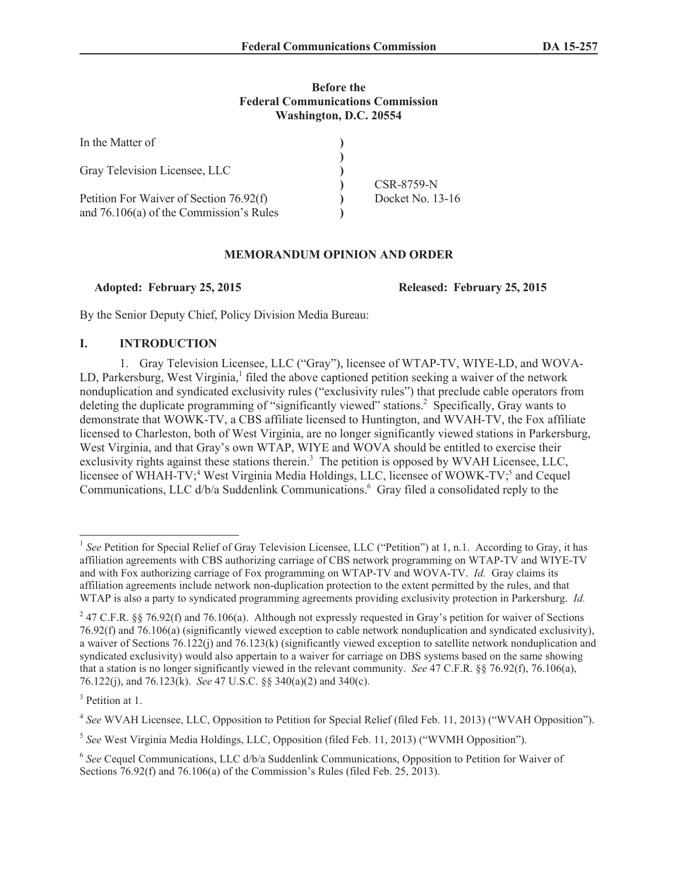**Before the**
**Federal Communications Commission**
**Washington, D.C. 20554**

| | | |
|---|---|---|
| In the Matter of | ) | |
| | ) | |
| Gray Television Licensee, LLC | ) | |
| | ) | CSR-8759-N |
| Petition For Waiver of Section 76.92(f) | ) | Docket No. 13-16 |
| and 76.106(a) of the Commission's Rules | ) | |

## MEMORANDUM OPINION AND ORDER

**Adopted: February 25, 2015** **Released: February 25, 2015**

By the Senior Deputy Chief, Policy Division Media Bureau:

## I. INTRODUCTION

1. Gray Television Licensee, LLC ("Gray"), licensee of WTAP-TV, WIYE-LD, and WOVA-LD, Parkersburg, West Virginia,[1] filed the above captioned petition seeking a waiver of the network nonduplication and syndicated exclusivity rules ("exclusivity rules") that preclude cable operators from deleting the duplicate programming of "significantly viewed" stations.[2] Specifically, Gray wants to demonstrate that WOWK-TV, a CBS affiliate licensed to Huntington, and WVAH-TV, the Fox affiliate licensed to Charleston, both of West Virginia, are no longer significantly viewed stations in Parkersburg, West Virginia, and that Gray's own WTAP, WIYE and WOVA should be entitled to exercise their exclusivity rights against these stations therein.[3] The petition is opposed by WVAH Licensee, LLC, licensee of WHAH-TV;[4] West Virginia Media Holdings, LLC, licensee of WOWK-TV;[5] and Cequel Communications, LLC d/b/a Suddenlink Communications.[6] Gray filed a consolidated reply to the

---

[1] *See* Petition for Special Relief of Gray Television Licensee, LLC ("Petition") at 1, n.1. According to Gray, it has affiliation agreements with CBS authorizing carriage of CBS network programming on WTAP-TV and WIYE-TV and with Fox authorizing carriage of Fox programming on WTAP-TV and WOVA-TV. *Id.* Gray claims its affiliation agreements include network non-duplication protection to the extent permitted by the rules, and that WTAP is also a party to syndicated programming agreements providing exclusivity protection in Parkersburg. *Id.*

[2] 47 C.F.R. §§ 76.92(f) and 76.106(a). Although not expressly requested in Gray's petition for waiver of Sections 76.92(f) and 76.106(a) (significantly viewed exception to cable network nonduplication and syndicated exclusivity), a waiver of Sections 76.122(j) and 76.123(k) (significantly viewed exception to satellite network nonduplication and syndicated exclusivity) would also appertain to a waiver for carriage on DBS systems based on the same showing that a station is no longer significantly viewed in the relevant community. *See* 47 C.F.R. §§ 76.92(f), 76.106(a), 76.122(j), and 76.123(k). *See* 47 U.S.C. §§ 340(a)(2) and 340(c).

[3] Petition at 1.

[4] *See* WVAH Licensee, LLC, Opposition to Petition for Special Relief (filed Feb. 11, 2013) ("WVAH Opposition").

[5] *See* West Virginia Media Holdings, LLC, Opposition (filed Feb. 11, 2013) ("WVMH Opposition").

[6] *See* Cequel Communications, LLC d/b/a Suddenlink Communications, Opposition to Petition for Waiver of Sections 76.92(f) and 76.106(a) of the Commission's Rules (filed Feb. 25, 2013).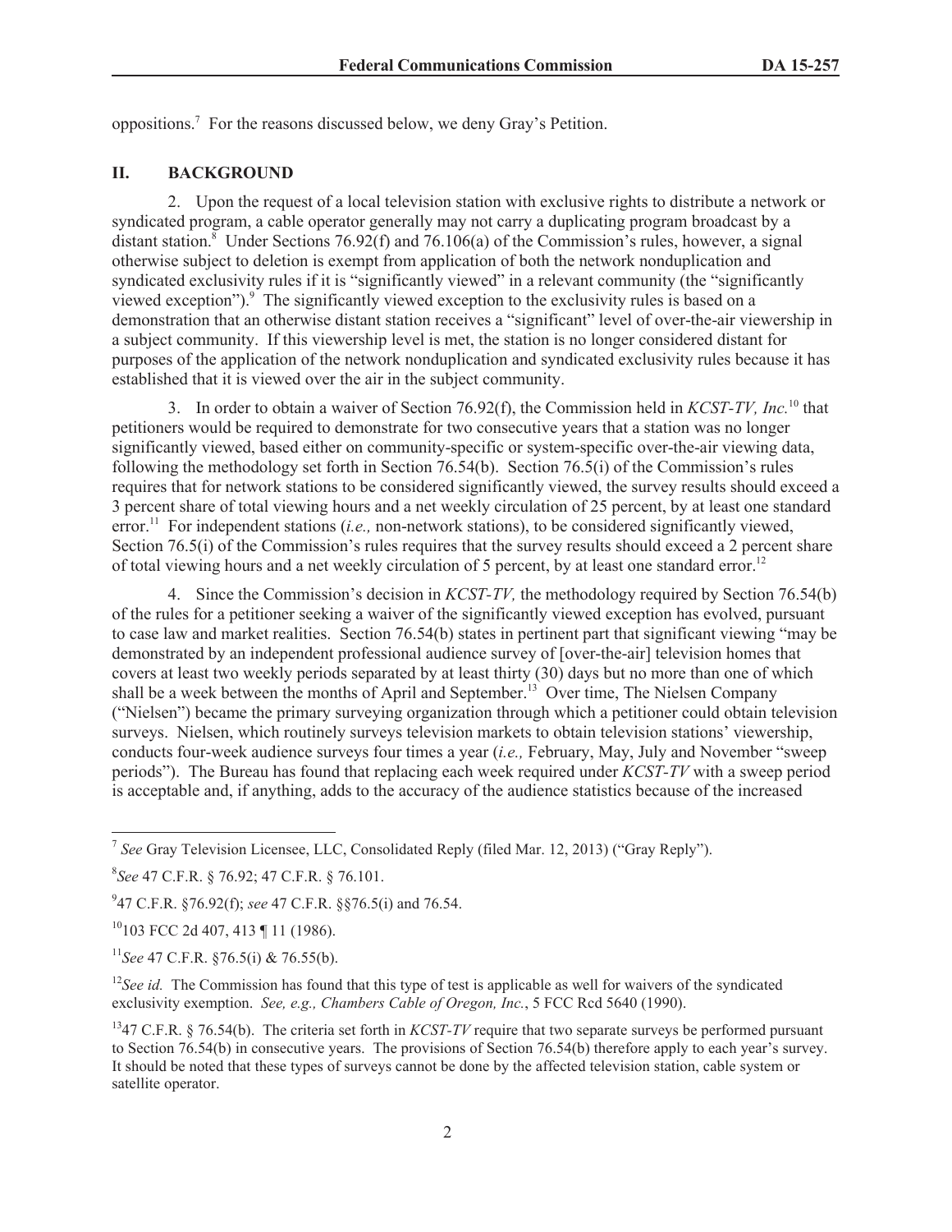oppositions.[7] For the reasons discussed below, we deny Gray's Petition.

## II. BACKGROUND

2. Upon the request of a local television station with exclusive rights to distribute a network or syndicated program, a cable operator generally may not carry a duplicating program broadcast by a distant station.[8] Under Sections 76.92(f) and 76.106(a) of the Commission's rules, however, a signal otherwise subject to deletion is exempt from application of both the network nonduplication and syndicated exclusivity rules if it is "significantly viewed" in a relevant community (the "significantly viewed exception").[9] The significantly viewed exception to the exclusivity rules is based on a demonstration that an otherwise distant station receives a "significant" level of over-the-air viewership in a subject community. If this viewership level is met, the station is no longer considered distant for purposes of the application of the network nonduplication and syndicated exclusivity rules because it has established that it is viewed over the air in the subject community.

3. In order to obtain a waiver of Section 76.92(f), the Commission held in *KCST-TV, Inc.*[10] that petitioners would be required to demonstrate for two consecutive years that a station was no longer significantly viewed, based either on community-specific or system-specific over-the-air viewing data, following the methodology set forth in Section 76.54(b). Section 76.5(i) of the Commission's rules requires that for network stations to be considered significantly viewed, the survey results should exceed a 3 percent share of total viewing hours and a net weekly circulation of 25 percent, by at least one standard error.[11] For independent stations (*i.e.,* non-network stations), to be considered significantly viewed, Section 76.5(i) of the Commission's rules requires that the survey results should exceed a 2 percent share of total viewing hours and a net weekly circulation of 5 percent, by at least one standard error.[12]

4. Since the Commission's decision in *KCST-TV,* the methodology required by Section 76.54(b) of the rules for a petitioner seeking a waiver of the significantly viewed exception has evolved, pursuant to case law and market realities. Section 76.54(b) states in pertinent part that significant viewing "may be demonstrated by an independent professional audience survey of [over-the-air] television homes that covers at least two weekly periods separated by at least thirty (30) days but no more than one of which shall be a week between the months of April and September.[13] Over time, The Nielsen Company ("Nielsen") became the primary surveying organization through which a petitioner could obtain television surveys. Nielsen, which routinely surveys television markets to obtain television stations' viewership, conducts four-week audience surveys four times a year (*i.e.,* February, May, July and November "sweep periods"). The Bureau has found that replacing each week required under *KCST-TV* with a sweep period is acceptable and, if anything, adds to the accuracy of the audience statistics because of the increased

---

[7] *See* Gray Television Licensee, LLC, Consolidated Reply (filed Mar. 12, 2013) ("Gray Reply").

[8] *See* 47 C.F.R. § 76.92; 47 C.F.R. § 76.101.

[9] 47 C.F.R. §76.92(f); *see* 47 C.F.R. §§76.5(i) and 76.54.

[10] 103 FCC 2d 407, 413 ¶ 11 (1986).

[11] *See* 47 C.F.R. §76.5(i) & 76.55(b).

[12] *See id.* The Commission has found that this type of test is applicable as well for waivers of the syndicated exclusivity exemption. *See, e.g., Chambers Cable of Oregon, Inc.*, 5 FCC Rcd 5640 (1990).

[13] 47 C.F.R. § 76.54(b). The criteria set forth in *KCST-TV* require that two separate surveys be performed pursuant to Section 76.54(b) in consecutive years. The provisions of Section 76.54(b) therefore apply to each year's survey. It should be noted that these types of surveys cannot be done by the affected television station, cable system or satellite operator.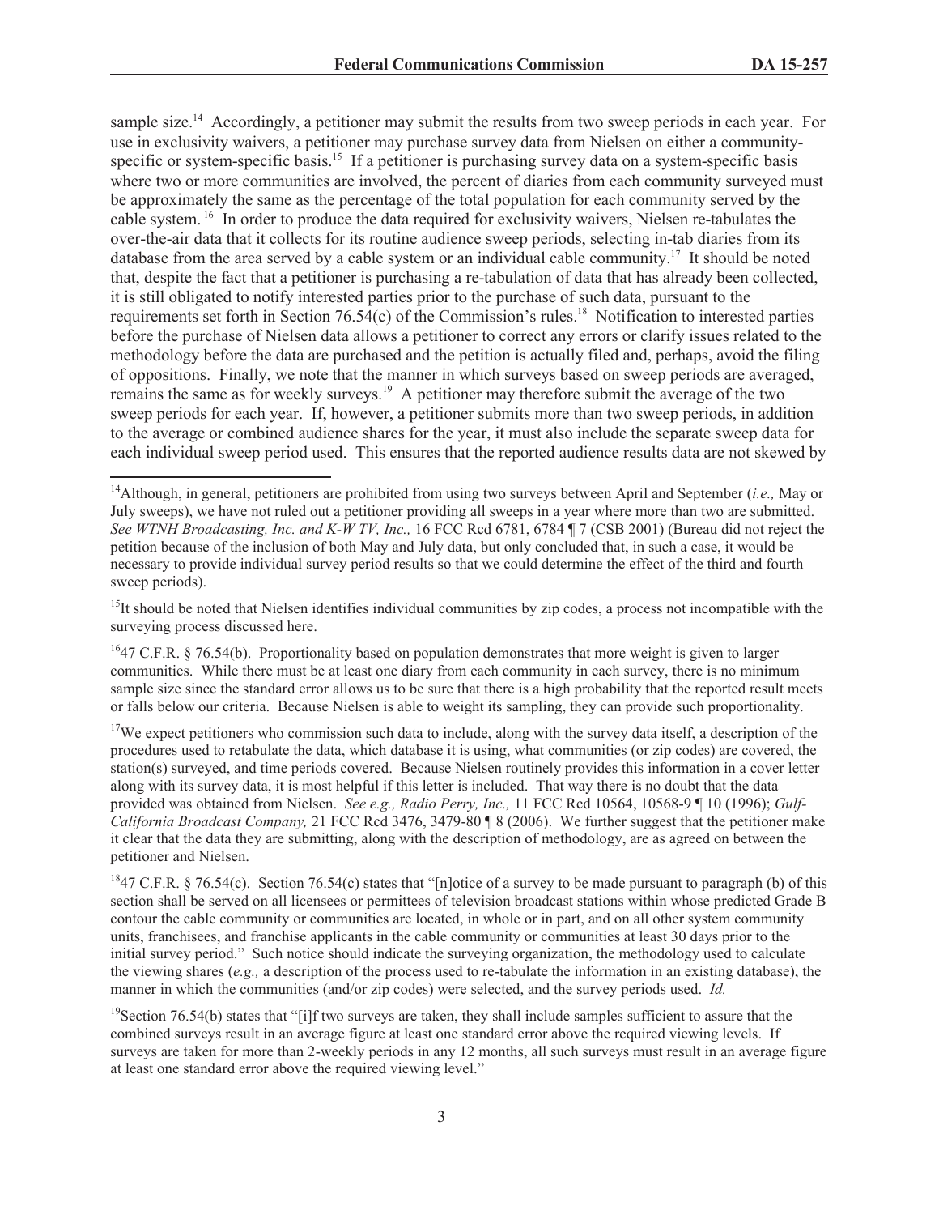sample size.[14] Accordingly, a petitioner may submit the results from two sweep periods in each year. For use in exclusivity waivers, a petitioner may purchase survey data from Nielsen on either a community-specific or system-specific basis.[15] If a petitioner is purchasing survey data on a system-specific basis where two or more communities are involved, the percent of diaries from each community surveyed must be approximately the same as the percentage of the total population for each community served by the cable system.[16] In order to produce the data required for exclusivity waivers, Nielsen re-tabulates the over-the-air data that it collects for its routine audience sweep periods, selecting in-tab diaries from its database from the area served by a cable system or an individual cable community.[17] It should be noted that, despite the fact that a petitioner is purchasing a re-tabulation of data that has already been collected, it is still obligated to notify interested parties prior to the purchase of such data, pursuant to the requirements set forth in Section 76.54(c) of the Commission's rules.[18] Notification to interested parties before the purchase of Nielsen data allows a petitioner to correct any errors or clarify issues related to the methodology before the data are purchased and the petition is actually filed and, perhaps, avoid the filing of oppositions. Finally, we note that the manner in which surveys based on sweep periods are averaged, remains the same as for weekly surveys.[19] A petitioner may therefore submit the average of the two sweep periods for each year. If, however, a petitioner submits more than two sweep periods, in addition to the average or combined audience shares for the year, it must also include the separate sweep data for each individual sweep period used. This ensures that the reported audience results data are not skewed by

---

[14] Although, in general, petitioners are prohibited from using two surveys between April and September (*i.e.,* May or July sweeps), we have not ruled out a petitioner providing all sweeps in a year where more than two are submitted. *See WTNH Broadcasting, Inc. and K-W TV, Inc.,* 16 FCC Rcd 6781, 6784 ¶ 7 (CSB 2001) (Bureau did not reject the petition because of the inclusion of both May and July data, but only concluded that, in such a case, it would be necessary to provide individual survey period results so that we could determine the effect of the third and fourth sweep periods).

[15] It should be noted that Nielsen identifies individual communities by zip codes, a process not incompatible with the surveying process discussed here.

[16] 47 C.F.R. § 76.54(b). Proportionality based on population demonstrates that more weight is given to larger communities. While there must be at least one diary from each community in each survey, there is no minimum sample size since the standard error allows us to be sure that there is a high probability that the reported result meets or falls below our criteria. Because Nielsen is able to weight its sampling, they can provide such proportionality.

[17] We expect petitioners who commission such data to include, along with the survey data itself, a description of the procedures used to retabulate the data, which database it is using, what communities (or zip codes) are covered, the station(s) surveyed, and time periods covered. Because Nielsen routinely provides this information in a cover letter along with its survey data, it is most helpful if this letter is included. That way there is no doubt that the data provided was obtained from Nielsen. *See e.g., Radio Perry, Inc.,* 11 FCC Rcd 10564, 10568-9 ¶ 10 (1996); *Gulf-California Broadcast Company,* 21 FCC Rcd 3476, 3479-80 ¶ 8 (2006). We further suggest that the petitioner make it clear that the data they are submitting, along with the description of methodology, are as agreed on between the petitioner and Nielsen.

[18] 47 C.F.R. § 76.54(c). Section 76.54(c) states that "[n]otice of a survey to be made pursuant to paragraph (b) of this section shall be served on all licensees or permittees of television broadcast stations within whose predicted Grade B contour the cable community or communities are located, in whole or in part, and on all other system community units, franchisees, and franchise applicants in the cable community or communities at least 30 days prior to the initial survey period." Such notice should indicate the surveying organization, the methodology used to calculate the viewing shares (*e.g.,* a description of the process used to re-tabulate the information in an existing database), the manner in which the communities (and/or zip codes) were selected, and the survey periods used. *Id.*

[19] Section 76.54(b) states that "[i]f two surveys are taken, they shall include samples sufficient to assure that the combined surveys result in an average figure at least one standard error above the required viewing levels. If surveys are taken for more than 2-weekly periods in any 12 months, all such surveys must result in an average figure at least one standard error above the required viewing level."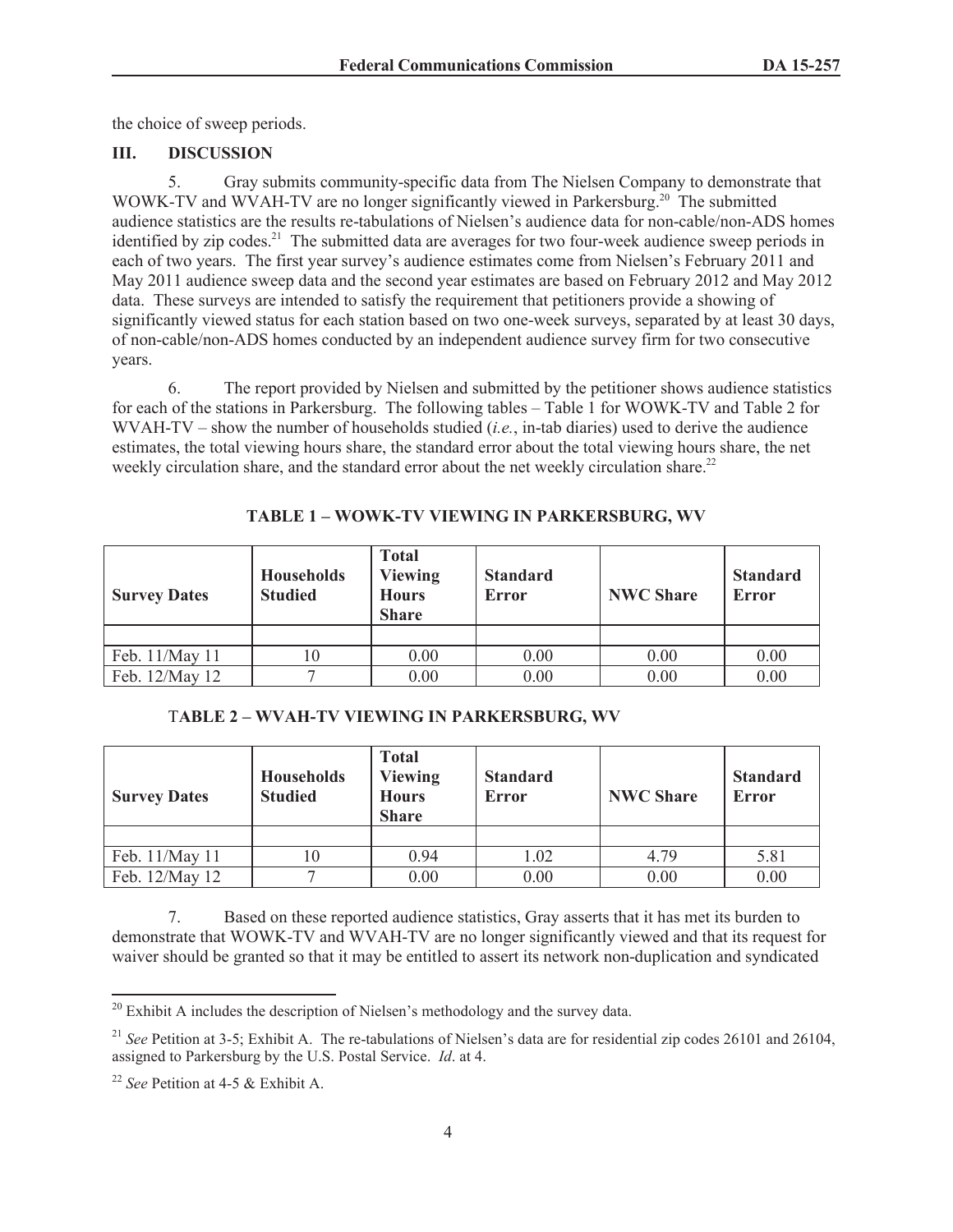the choice of sweep periods.

## III. DISCUSSION

5. Gray submits community-specific data from The Nielsen Company to demonstrate that WOWK-TV and WVAH-TV are no longer significantly viewed in Parkersburg.[20] The submitted audience statistics are the results re-tabulations of Nielsen's audience data for non-cable/non-ADS homes identified by zip codes.[21] The submitted data are averages for two four-week audience sweep periods in each of two years. The first year survey's audience estimates come from Nielsen's February 2011 and May 2011 audience sweep data and the second year estimates are based on February 2012 and May 2012 data. These surveys are intended to satisfy the requirement that petitioners provide a showing of significantly viewed status for each station based on two one-week surveys, separated by at least 30 days, of non-cable/non-ADS homes conducted by an independent audience survey firm for two consecutive years.

6. The report provided by Nielsen and submitted by the petitioner shows audience statistics for each of the stations in Parkersburg. The following tables – Table 1 for WOWK-TV and Table 2 for WVAH-TV – show the number of households studied (*i.e.*, in-tab diaries) used to derive the audience estimates, the total viewing hours share, the standard error about the total viewing hours share, the net weekly circulation share, and the standard error about the net weekly circulation share.[22]

**TABLE 1 – WOWK-TV VIEWING IN PARKERSBURG, WV**

| Survey Dates | Households Studied | Total Viewing Hours Share | Standard Error | NWC Share | Standard Error |
|---|---|---|---|---|---|
| | | | | | |
| Feb. 11/May 11 | 10 | 0.00 | 0.00 | 0.00 | 0.00 |
| Feb. 12/May 12 | 7 | 0.00 | 0.00 | 0.00 | 0.00 |

**TABLE 2 – WVAH-TV VIEWING IN PARKERSBURG, WV**

| Survey Dates | Households Studied | Total Viewing Hours Share | Standard Error | NWC Share | Standard Error |
|---|---|---|---|---|---|
| | | | | | |
| Feb. 11/May 11 | 10 | 0.94 | 1.02 | 4.79 | 5.81 |
| Feb. 12/May 12 | 7 | 0.00 | 0.00 | 0.00 | 0.00 |

7. Based on these reported audience statistics, Gray asserts that it has met its burden to demonstrate that WOWK-TV and WVAH-TV are no longer significantly viewed and that its request for waiver should be granted so that it may be entitled to assert its network non-duplication and syndicated

---

[20] Exhibit A includes the description of Nielsen's methodology and the survey data.

[21] *See* Petition at 3-5; Exhibit A. The re-tabulations of Nielsen's data are for residential zip codes 26101 and 26104, assigned to Parkersburg by the U.S. Postal Service. *Id*. at 4.

[22] *See* Petition at 4-5 & Exhibit A.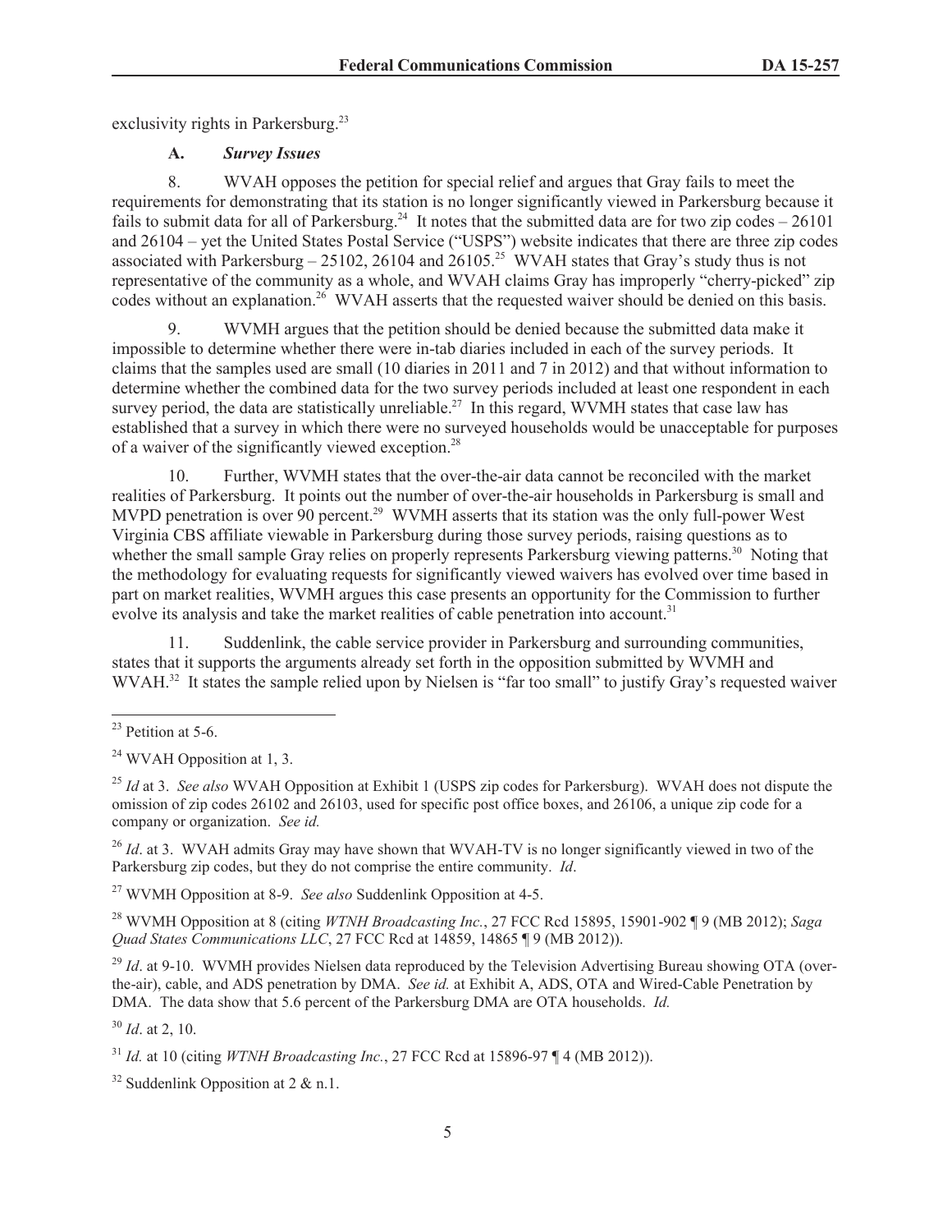exclusivity rights in Parkersburg.[23]

### A. *Survey Issues*

8. WVAH opposes the petition for special relief and argues that Gray fails to meet the requirements for demonstrating that its station is no longer significantly viewed in Parkersburg because it fails to submit data for all of Parkersburg.[24] It notes that the submitted data are for two zip codes – 26101 and 26104 – yet the United States Postal Service ("USPS") website indicates that there are three zip codes associated with Parkersburg – 25102, 26104 and 26105.[25] WVAH states that Gray's study thus is not representative of the community as a whole, and WVAH claims Gray has improperly "cherry-picked" zip codes without an explanation.[26] WVAH asserts that the requested waiver should be denied on this basis.

9. WVMH argues that the petition should be denied because the submitted data make it impossible to determine whether there were in-tab diaries included in each of the survey periods. It claims that the samples used are small (10 diaries in 2011 and 7 in 2012) and that without information to determine whether the combined data for the two survey periods included at least one respondent in each survey period, the data are statistically unreliable.[27] In this regard, WVMH states that case law has established that a survey in which there were no surveyed households would be unacceptable for purposes of a waiver of the significantly viewed exception.[28]

10. Further, WVMH states that the over-the-air data cannot be reconciled with the market realities of Parkersburg. It points out the number of over-the-air households in Parkersburg is small and MVPD penetration is over 90 percent.[29] WVMH asserts that its station was the only full-power West Virginia CBS affiliate viewable in Parkersburg during those survey periods, raising questions as to whether the small sample Gray relies on properly represents Parkersburg viewing patterns.[30] Noting that the methodology for evaluating requests for significantly viewed waivers has evolved over time based in part on market realities, WVMH argues this case presents an opportunity for the Commission to further evolve its analysis and take the market realities of cable penetration into account.[31]

11. Suddenlink, the cable service provider in Parkersburg and surrounding communities, states that it supports the arguments already set forth in the opposition submitted by WVMH and WVAH.[32] It states the sample relied upon by Nielsen is "far too small" to justify Gray's requested waiver

---

[23] Petition at 5-6.

[24] WVAH Opposition at 1, 3.

[25] *Id* at 3. *See also* WVAH Opposition at Exhibit 1 (USPS zip codes for Parkersburg). WVAH does not dispute the omission of zip codes 26102 and 26103, used for specific post office boxes, and 26106, a unique zip code for a company or organization. *See id.*

[26] *Id*. at 3. WVAH admits Gray may have shown that WVAH-TV is no longer significantly viewed in two of the Parkersburg zip codes, but they do not comprise the entire community. *Id*.

[27] WVMH Opposition at 8-9. *See also* Suddenlink Opposition at 4-5.

[28] WVMH Opposition at 8 (citing *WTNH Broadcasting Inc.*, 27 FCC Rcd 15895, 15901-902 ¶ 9 (MB 2012); *Saga Quad States Communications LLC*, 27 FCC Rcd at 14859, 14865 ¶ 9 (MB 2012)).

[29] *Id*. at 9-10. WVMH provides Nielsen data reproduced by the Television Advertising Bureau showing OTA (over-the-air), cable, and ADS penetration by DMA. *See id.* at Exhibit A, ADS, OTA and Wired-Cable Penetration by DMA. The data show that 5.6 percent of the Parkersburg DMA are OTA households. *Id.*

[30] *Id*. at 2, 10.

[31] *Id.* at 10 (citing *WTNH Broadcasting Inc.*, 27 FCC Rcd at 15896-97 ¶ 4 (MB 2012)).

[32] Suddenlink Opposition at 2 & n.1.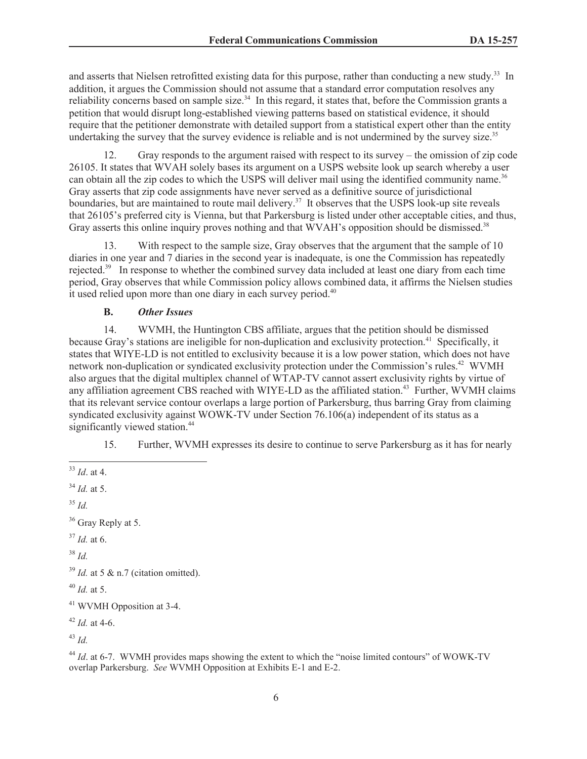and asserts that Nielsen retrofitted existing data for this purpose, rather than conducting a new study.[33] In addition, it argues the Commission should not assume that a standard error computation resolves any reliability concerns based on sample size.[34] In this regard, it states that, before the Commission grants a petition that would disrupt long-established viewing patterns based on statistical evidence, it should require that the petitioner demonstrate with detailed support from a statistical expert other than the entity undertaking the survey that the survey evidence is reliable and is not undermined by the survey size.[35]

12. Gray responds to the argument raised with respect to its survey – the omission of zip code 26105. It states that WVAH solely bases its argument on a USPS website look up search whereby a user can obtain all the zip codes to which the USPS will deliver mail using the identified community name.[36] Gray asserts that zip code assignments have never served as a definitive source of jurisdictional boundaries, but are maintained to route mail delivery.[37] It observes that the USPS look-up site reveals that 26105's preferred city is Vienna, but that Parkersburg is listed under other acceptable cities, and thus, Gray asserts this online inquiry proves nothing and that WVAH's opposition should be dismissed.[38]

13. With respect to the sample size, Gray observes that the argument that the sample of 10 diaries in one year and 7 diaries in the second year is inadequate, is one the Commission has repeatedly rejected.[39] In response to whether the combined survey data included at least one diary from each time period, Gray observes that while Commission policy allows combined data, it affirms the Nielsen studies it used relied upon more than one diary in each survey period.[40]

### B. *Other Issues*

14. WVMH, the Huntington CBS affiliate, argues that the petition should be dismissed because Gray's stations are ineligible for non-duplication and exclusivity protection.[41] Specifically, it states that WIYE-LD is not entitled to exclusivity because it is a low power station, which does not have network non-duplication or syndicated exclusivity protection under the Commission's rules.[42] WVMH also argues that the digital multiplex channel of WTAP-TV cannot assert exclusivity rights by virtue of any affiliation agreement CBS reached with WIYE-LD as the affiliated station.[43] Further, WVMH claims that its relevant service contour overlaps a large portion of Parkersburg, thus barring Gray from claiming syndicated exclusivity against WOWK-TV under Section 76.106(a) independent of its status as a significantly viewed station.[44]

15. Further, WVMH expresses its desire to continue to serve Parkersburg as it has for nearly

---

[33] *Id*. at 4.

[34] *Id.* at 5.

[35] *Id.*

[36] Gray Reply at 5.

[37] *Id.* at 6.

[38] *Id.*

[39] *Id.* at 5 & n.7 (citation omitted).

[40] *Id.* at 5.

[41] WVMH Opposition at 3-4.

[42] *Id.* at 4-6.

[43] *Id.*

[44] *Id*. at 6-7. WVMH provides maps showing the extent to which the "noise limited contours" of WOWK-TV overlap Parkersburg. *See* WVMH Opposition at Exhibits E-1 and E-2.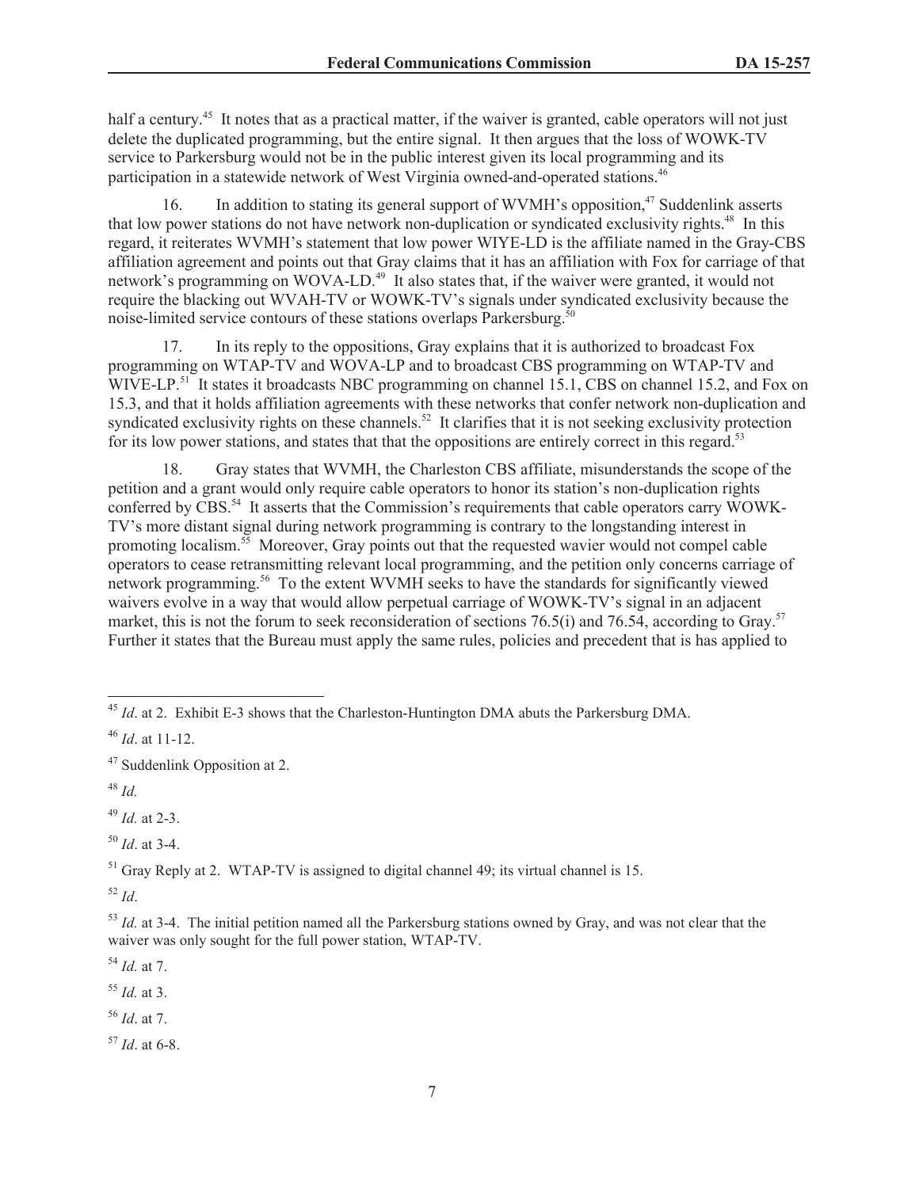half a century.[45] It notes that as a practical matter, if the waiver is granted, cable operators will not just delete the duplicated programming, but the entire signal. It then argues that the loss of WOWK-TV service to Parkersburg would not be in the public interest given its local programming and its participation in a statewide network of West Virginia owned-and-operated stations.[46]

16. In addition to stating its general support of WVMH's opposition,[47] Suddenlink asserts that low power stations do not have network non-duplication or syndicated exclusivity rights.[48] In this regard, it reiterates WVMH's statement that low power WIYE-LD is the affiliate named in the Gray-CBS affiliation agreement and points out that Gray claims that it has an affiliation with Fox for carriage of that network's programming on WOVA-LD.[49] It also states that, if the waiver were granted, it would not require the blacking out WVAH-TV or WOWK-TV's signals under syndicated exclusivity because the noise-limited service contours of these stations overlaps Parkersburg.[50]

17. In its reply to the oppositions, Gray explains that it is authorized to broadcast Fox programming on WTAP-TV and WOVA-LP and to broadcast CBS programming on WTAP-TV and WIVE-LP.[51] It states it broadcasts NBC programming on channel 15.1, CBS on channel 15.2, and Fox on 15.3, and that it holds affiliation agreements with these networks that confer network non-duplication and syndicated exclusivity rights on these channels.[52] It clarifies that it is not seeking exclusivity protection for its low power stations, and states that that the oppositions are entirely correct in this regard.[53]

18. Gray states that WVMH, the Charleston CBS affiliate, misunderstands the scope of the petition and a grant would only require cable operators to honor its station's non-duplication rights conferred by CBS.[54] It asserts that the Commission's requirements that cable operators carry WOWK-TV's more distant signal during network programming is contrary to the longstanding interest in promoting localism.[55] Moreover, Gray points out that the requested wavier would not compel cable operators to cease retransmitting relevant local programming, and the petition only concerns carriage of network programming.[56] To the extent WVMH seeks to have the standards for significantly viewed waivers evolve in a way that would allow perpetual carriage of WOWK-TV's signal in an adjacent market, this is not the forum to seek reconsideration of sections 76.5(i) and 76.54, according to Gray.[57] Further it states that the Bureau must apply the same rules, policies and precedent that is has applied to

---

[45] *Id*. at 2. Exhibit E-3 shows that the Charleston-Huntington DMA abuts the Parkersburg DMA.

[46] *Id*. at 11-12.

[47] Suddenlink Opposition at 2.

[48] *Id.*

[49] *Id.* at 2-3.

[50] *Id*. at 3-4.

[51] Gray Reply at 2. WTAP-TV is assigned to digital channel 49; its virtual channel is 15.

[52] *Id*.

[53] *Id.* at 3-4. The initial petition named all the Parkersburg stations owned by Gray, and was not clear that the waiver was only sought for the full power station, WTAP-TV.

[54] *Id.* at 7.

[55] *Id.* at 3.

[56] *Id*. at 7.

[57] *Id*. at 6-8.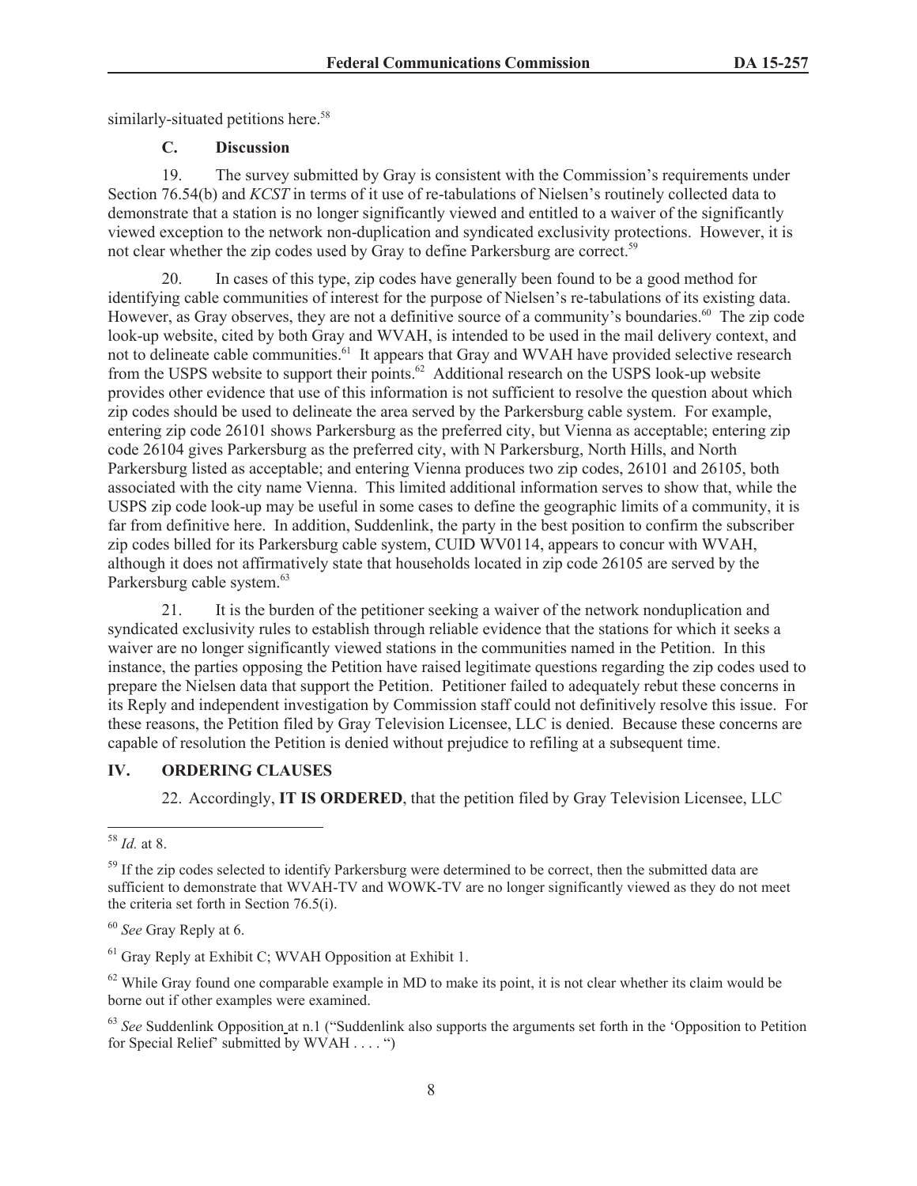similarly-situated petitions here.[58]

### C. Discussion

19. The survey submitted by Gray is consistent with the Commission's requirements under Section 76.54(b) and *KCST* in terms of it use of re-tabulations of Nielsen's routinely collected data to demonstrate that a station is no longer significantly viewed and entitled to a waiver of the significantly viewed exception to the network non-duplication and syndicated exclusivity protections. However, it is not clear whether the zip codes used by Gray to define Parkersburg are correct.[59]

20. In cases of this type, zip codes have generally been found to be a good method for identifying cable communities of interest for the purpose of Nielsen's re-tabulations of its existing data. However, as Gray observes, they are not a definitive source of a community's boundaries.[60] The zip code look-up website, cited by both Gray and WVAH, is intended to be used in the mail delivery context, and not to delineate cable communities.[61] It appears that Gray and WVAH have provided selective research from the USPS website to support their points.[62] Additional research on the USPS look-up website provides other evidence that use of this information is not sufficient to resolve the question about which zip codes should be used to delineate the area served by the Parkersburg cable system. For example, entering zip code 26101 shows Parkersburg as the preferred city, but Vienna as acceptable; entering zip code 26104 gives Parkersburg as the preferred city, with N Parkersburg, North Hills, and North Parkersburg listed as acceptable; and entering Vienna produces two zip codes, 26101 and 26105, both associated with the city name Vienna. This limited additional information serves to show that, while the USPS zip code look-up may be useful in some cases to define the geographic limits of a community, it is far from definitive here. In addition, Suddenlink, the party in the best position to confirm the subscriber zip codes billed for its Parkersburg cable system, CUID WV0114, appears to concur with WVAH, although it does not affirmatively state that households located in zip code 26105 are served by the Parkersburg cable system.[63]

21. It is the burden of the petitioner seeking a waiver of the network nonduplication and syndicated exclusivity rules to establish through reliable evidence that the stations for which it seeks a waiver are no longer significantly viewed stations in the communities named in the Petition. In this instance, the parties opposing the Petition have raised legitimate questions regarding the zip codes used to prepare the Nielsen data that support the Petition. Petitioner failed to adequately rebut these concerns in its Reply and independent investigation by Commission staff could not definitively resolve this issue. For these reasons, the Petition filed by Gray Television Licensee, LLC is denied. Because these concerns are capable of resolution the Petition is denied without prejudice to refiling at a subsequent time.

## IV. ORDERING CLAUSES

22. Accordingly, **IT IS ORDERED**, that the petition filed by Gray Television Licensee, LLC

---

[58] *Id.* at 8.

[59] If the zip codes selected to identify Parkersburg were determined to be correct, then the submitted data are sufficient to demonstrate that WVAH-TV and WOWK-TV are no longer significantly viewed as they do not meet the criteria set forth in Section 76.5(i).

[60] *See* Gray Reply at 6.

[61] Gray Reply at Exhibit C; WVAH Opposition at Exhibit 1.

[62] While Gray found one comparable example in MD to make its point, it is not clear whether its claim would be borne out if other examples were examined.

[63] *See* Suddenlink Opposition at n.1 ("Suddenlink also supports the arguments set forth in the 'Opposition to Petition for Special Relief' submitted by WVAH . . . . ")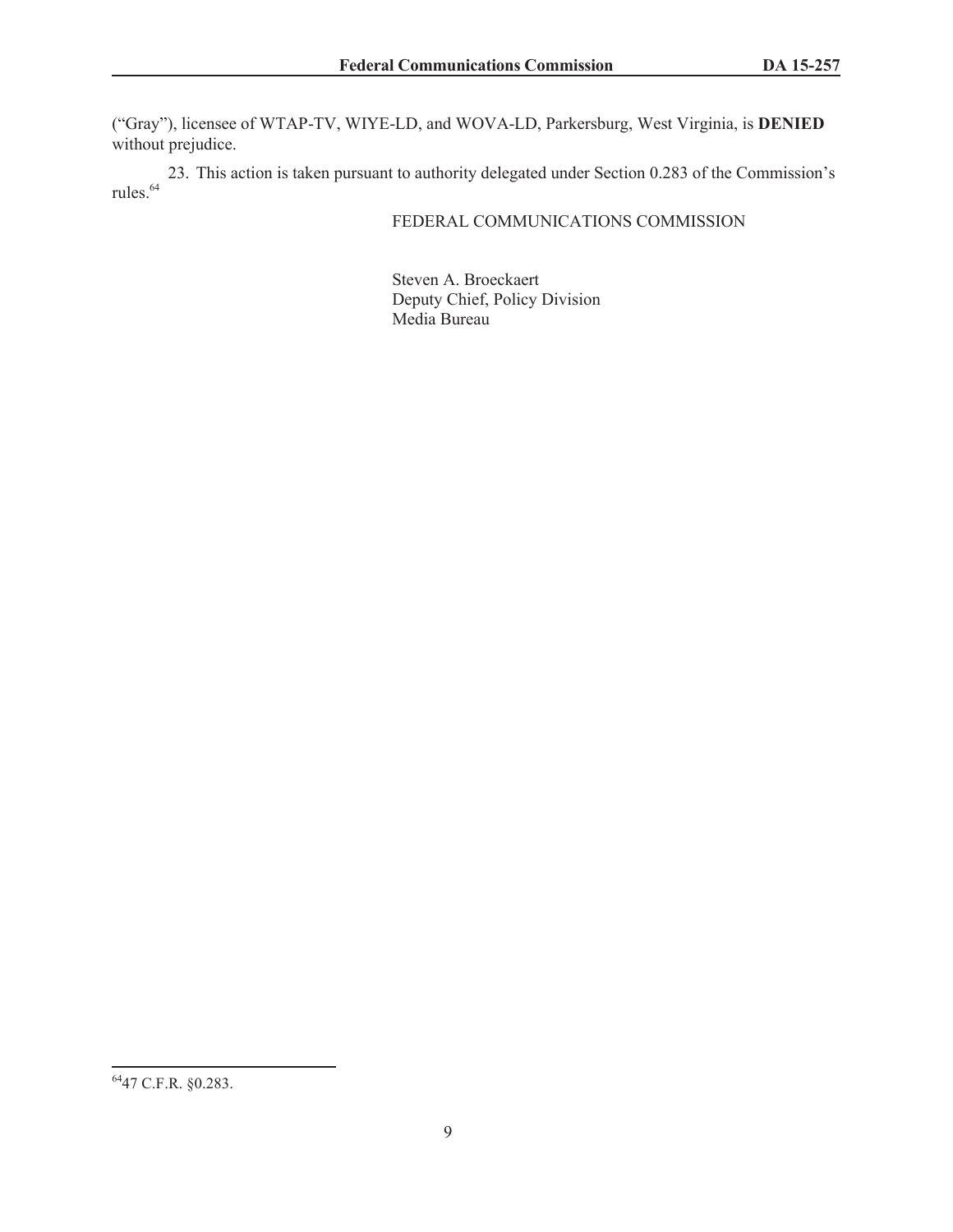("Gray"), licensee of WTAP-TV, WIYE-LD, and WOVA-LD, Parkersburg, West Virginia, is **DENIED** without prejudice.

23. This action is taken pursuant to authority delegated under Section 0.283 of the Commission's rules.[64]

FEDERAL COMMUNICATIONS COMMISSION

Steven A. Broeckaert
Deputy Chief, Policy Division
Media Bureau

---

[64] 47 C.F.R. §0.283.